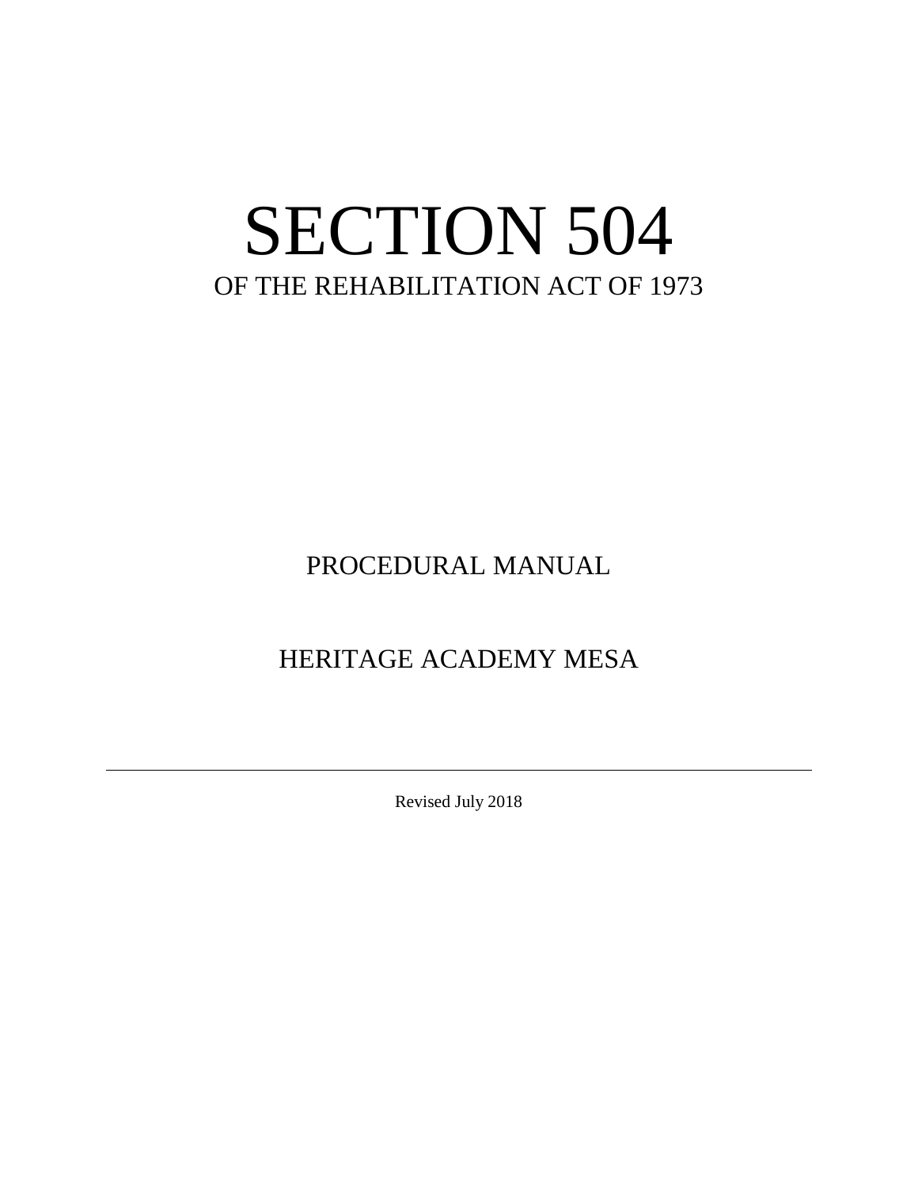# SECTION 504

## OF THE REHABILITATION ACT OF 1973

## PROCEDURAL MANUAL

## HERITAGE ACADEMY MESA

---

Revised July 2018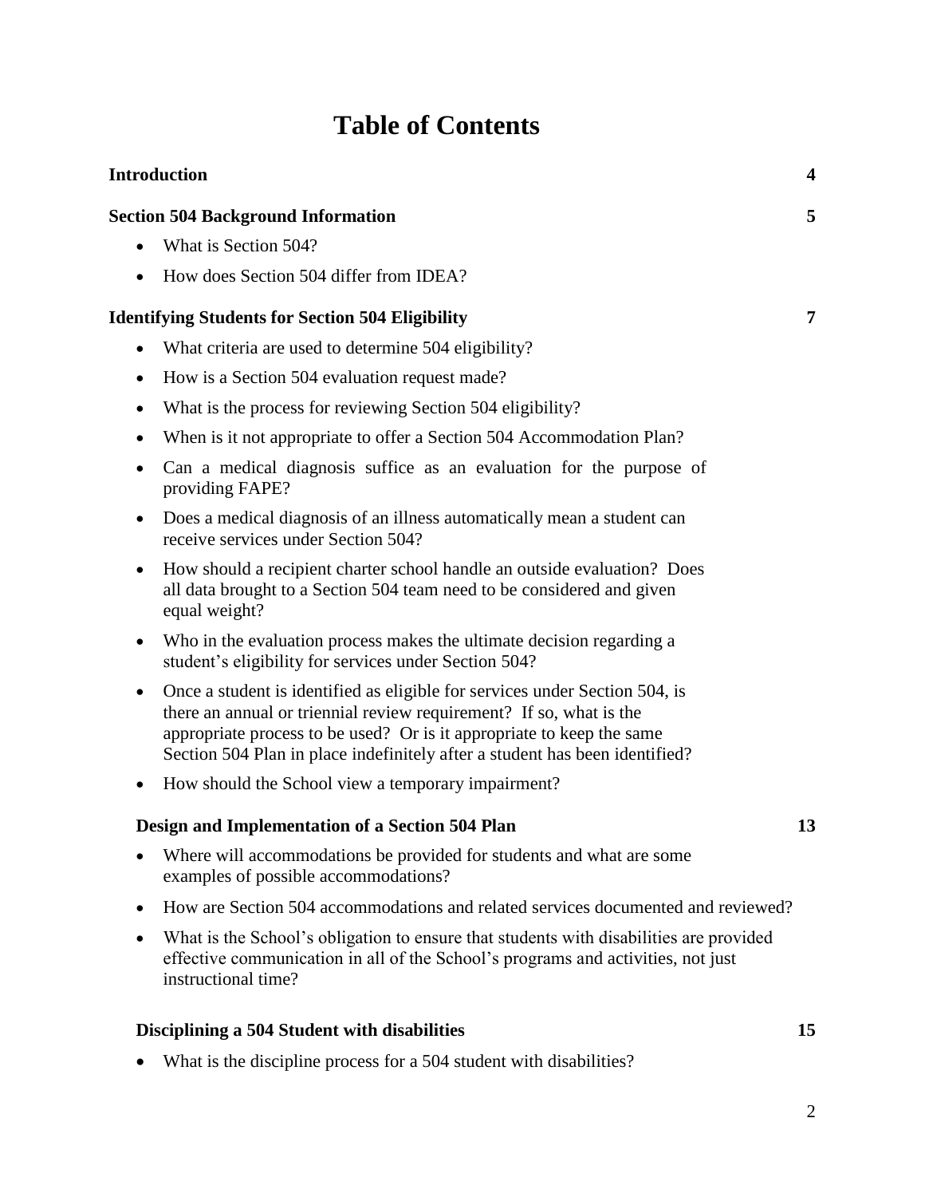# Table of Contents

**Introduction** **4**

**Section 504 Background Information** **5**

- What is Section 504?
- How does Section 504 differ from IDEA?

**Identifying Students for Section 504 Eligibility** **7**

- What criteria are used to determine 504 eligibility?
- How is a Section 504 evaluation request made?
- What is the process for reviewing Section 504 eligibility?
- When is it not appropriate to offer a Section 504 Accommodation Plan?
- Can a medical diagnosis suffice as an evaluation for the purpose of providing FAPE?
- Does a medical diagnosis of an illness automatically mean a student can receive services under Section 504?
- How should a recipient charter school handle an outside evaluation? Does all data brought to a Section 504 team need to be considered and given equal weight?
- Who in the evaluation process makes the ultimate decision regarding a student's eligibility for services under Section 504?
- Once a student is identified as eligible for services under Section 504, is there an annual or triennial review requirement? If so, what is the appropriate process to be used? Or is it appropriate to keep the same Section 504 Plan in place indefinitely after a student has been identified?
- How should the School view a temporary impairment?

**Design and Implementation of a Section 504 Plan** **13**

- Where will accommodations be provided for students and what are some examples of possible accommodations?
- How are Section 504 accommodations and related services documented and reviewed?
- What is the School's obligation to ensure that students with disabilities are provided effective communication in all of the School's programs and activities, not just instructional time?

**Disciplining a 504 Student with disabilities** **15**

- What is the discipline process for a 504 student with disabilities?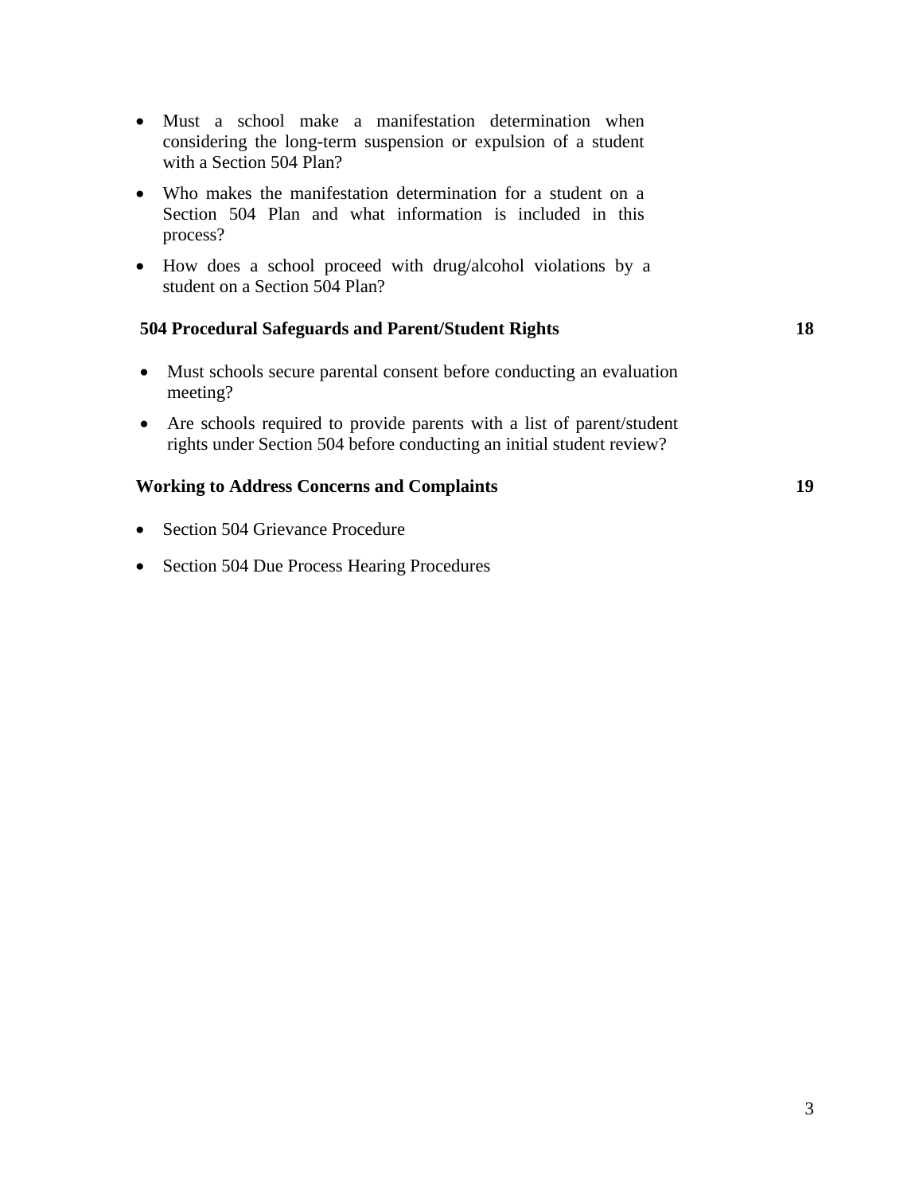- Must a school make a manifestation determination when considering the long-term suspension or expulsion of a student with a Section 504 Plan?
- Who makes the manifestation determination for a student on a Section 504 Plan and what information is included in this process?
- How does a school proceed with drug/alcohol violations by a student on a Section 504 Plan?

**504 Procedural Safeguards and Parent/Student Rights** **18**

- Must schools secure parental consent before conducting an evaluation meeting?
- Are schools required to provide parents with a list of parent/student rights under Section 504 before conducting an initial student review?

**Working to Address Concerns and Complaints** **19**

- Section 504 Grievance Procedure
- Section 504 Due Process Hearing Procedures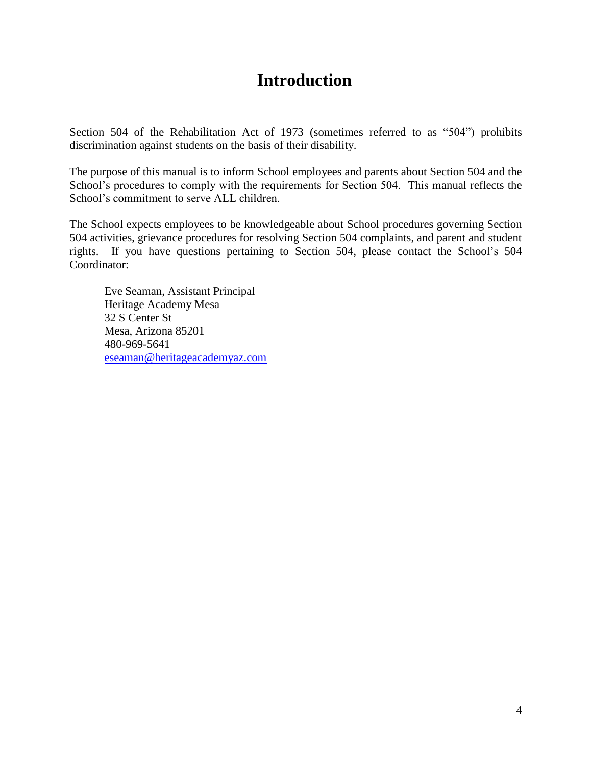# Introduction

Section 504 of the Rehabilitation Act of 1973 (sometimes referred to as "504") prohibits discrimination against students on the basis of their disability.

The purpose of this manual is to inform School employees and parents about Section 504 and the School's procedures to comply with the requirements for Section 504. This manual reflects the School's commitment to serve ALL children.

The School expects employees to be knowledgeable about School procedures governing Section 504 activities, grievance procedures for resolving Section 504 complaints, and parent and student rights. If you have questions pertaining to Section 504, please contact the School's 504 Coordinator:

> Eve Seaman, Assistant Principal
> Heritage Academy Mesa
> 32 S Center St
> Mesa, Arizona 85201
> 480-969-5641
> eseaman@heritageacademyaz.com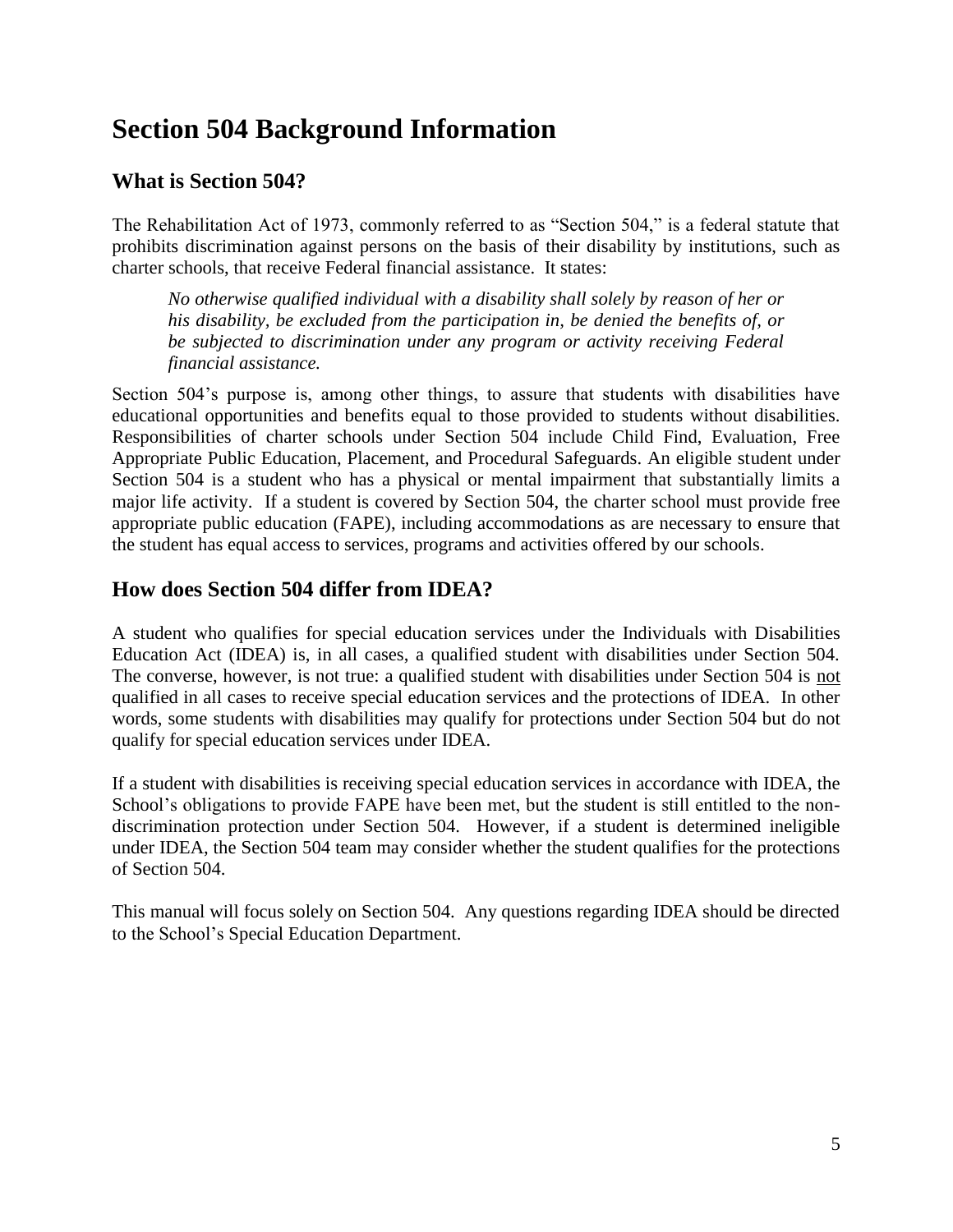# Section 504 Background Information

## What is Section 504?

The Rehabilitation Act of 1973, commonly referred to as "Section 504," is a federal statute that prohibits discrimination against persons on the basis of their disability by institutions, such as charter schools, that receive Federal financial assistance. It states:

> *No otherwise qualified individual with a disability shall solely by reason of her or his disability, be excluded from the participation in, be denied the benefits of, or be subjected to discrimination under any program or activity receiving Federal financial assistance.*

Section 504's purpose is, among other things, to assure that students with disabilities have educational opportunities and benefits equal to those provided to students without disabilities. Responsibilities of charter schools under Section 504 include Child Find, Evaluation, Free Appropriate Public Education, Placement, and Procedural Safeguards. An eligible student under Section 504 is a student who has a physical or mental impairment that substantially limits a major life activity. If a student is covered by Section 504, the charter school must provide free appropriate public education (FAPE), including accommodations as are necessary to ensure that the student has equal access to services, programs and activities offered by our schools.

## How does Section 504 differ from IDEA?

A student who qualifies for special education services under the Individuals with Disabilities Education Act (IDEA) is, in all cases, a qualified student with disabilities under Section 504. The converse, however, is not true: a qualified student with disabilities under Section 504 is <u>not</u> qualified in all cases to receive special education services and the protections of IDEA. In other words, some students with disabilities may qualify for protections under Section 504 but do not qualify for special education services under IDEA.

If a student with disabilities is receiving special education services in accordance with IDEA, the School's obligations to provide FAPE have been met, but the student is still entitled to the non-discrimination protection under Section 504. However, if a student is determined ineligible under IDEA, the Section 504 team may consider whether the student qualifies for the protections of Section 504.

This manual will focus solely on Section 504. Any questions regarding IDEA should be directed to the School's Special Education Department.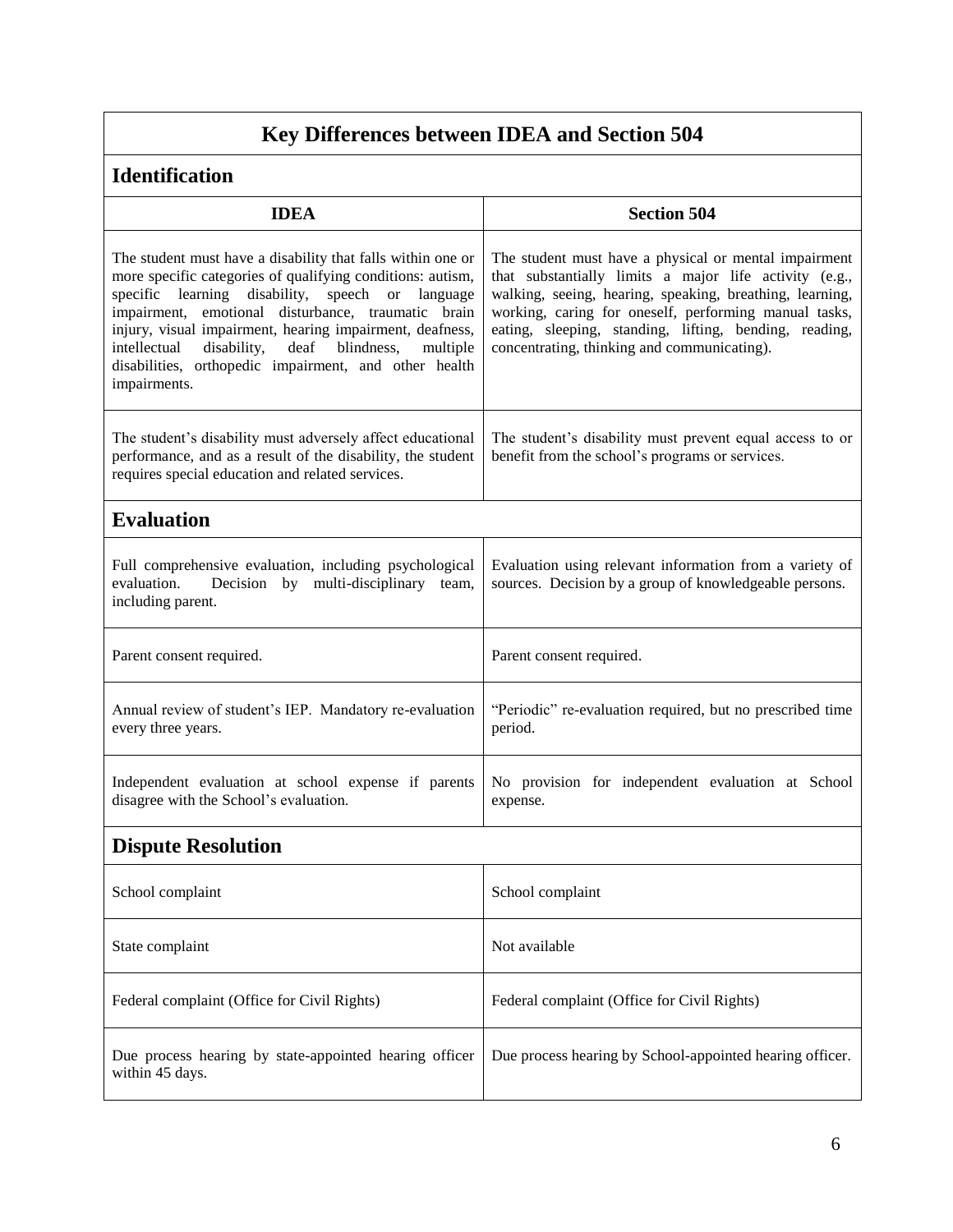## Key Differences between IDEA and Section 504

### Identification

| IDEA | Section 504 |
|---|---|
| The student must have a disability that falls within one or more specific categories of qualifying conditions: autism, specific learning disability, speech or language impairment, emotional disturbance, traumatic brain injury, visual impairment, hearing impairment, deafness, intellectual disability, deaf blindness, multiple disabilities, orthopedic impairment, and other health impairments. | The student must have a physical or mental impairment that substantially limits a major life activity (e.g., walking, seeing, hearing, speaking, breathing, learning, working, caring for oneself, performing manual tasks, eating, sleeping, standing, lifting, bending, reading, concentrating, thinking and communicating). |
| The student's disability must adversely affect educational performance, and as a result of the disability, the student requires special education and related services. | The student's disability must prevent equal access to or benefit from the school's programs or services. |

### Evaluation

| IDEA | Section 504 |
|---|---|
| Full comprehensive evaluation, including psychological evaluation. Decision by multi-disciplinary team, including parent. | Evaluation using relevant information from a variety of sources. Decision by a group of knowledgeable persons. |
| Parent consent required. | Parent consent required. |
| Annual review of student's IEP. Mandatory re-evaluation every three years. | "Periodic" re-evaluation required, but no prescribed time period. |
| Independent evaluation at school expense if parents disagree with the School's evaluation. | No provision for independent evaluation at School expense. |

### Dispute Resolution

| IDEA | Section 504 |
|---|---|
| School complaint | School complaint |
| State complaint | Not available |
| Federal complaint (Office for Civil Rights) | Federal complaint (Office for Civil Rights) |
| Due process hearing by state-appointed hearing officer within 45 days. | Due process hearing by School-appointed hearing officer. |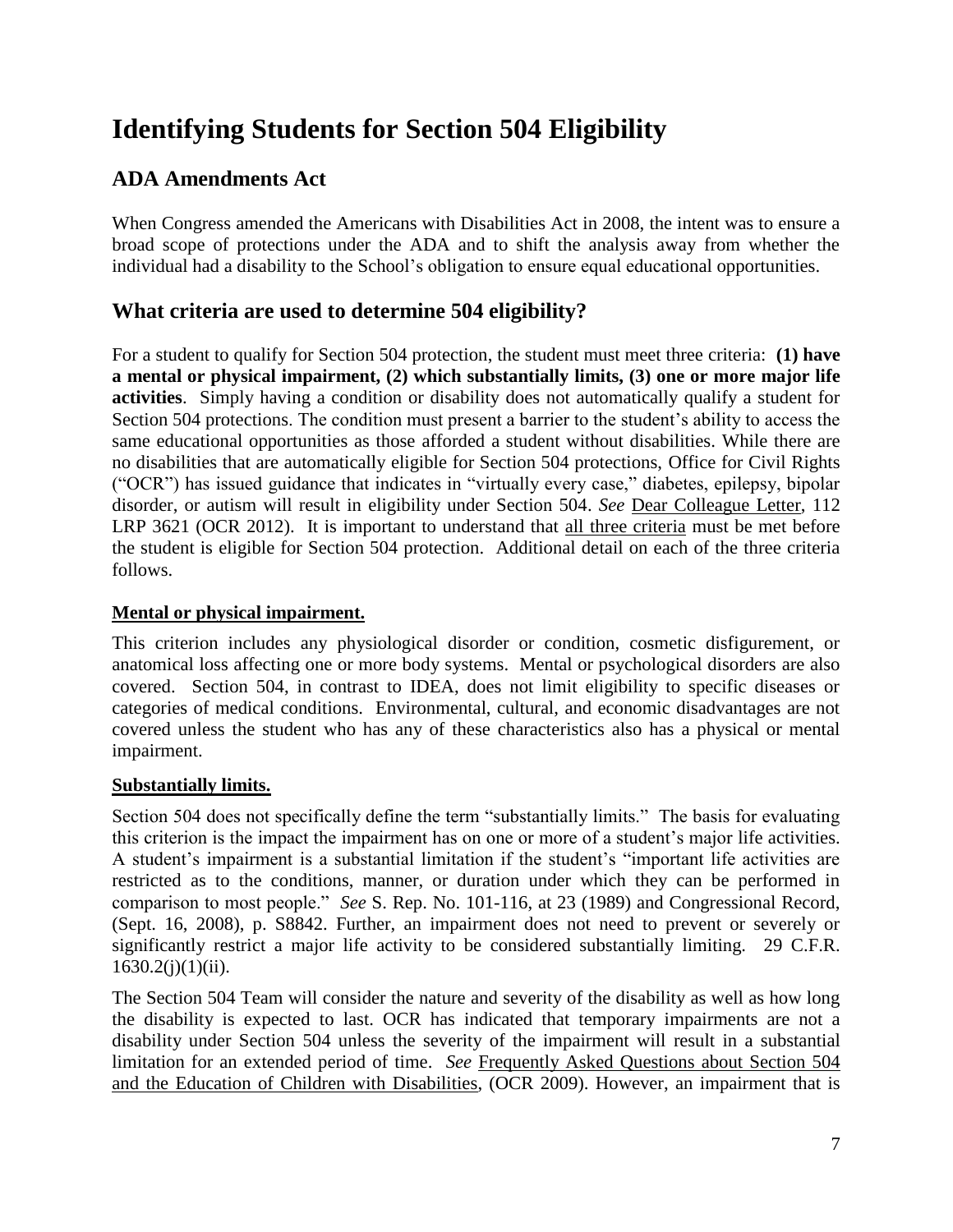# Identifying Students for Section 504 Eligibility

## ADA Amendments Act

When Congress amended the Americans with Disabilities Act in 2008, the intent was to ensure a broad scope of protections under the ADA and to shift the analysis away from whether the individual had a disability to the School's obligation to ensure equal educational opportunities.

## What criteria are used to determine 504 eligibility?

For a student to qualify for Section 504 protection, the student must meet three criteria: **(1) have a mental or physical impairment, (2) which substantially limits, (3) one or more major life activities**. Simply having a condition or disability does not automatically qualify a student for Section 504 protections. The condition must present a barrier to the student's ability to access the same educational opportunities as those afforded a student without disabilities. While there are no disabilities that are automatically eligible for Section 504 protections, Office for Civil Rights ("OCR") has issued guidance that indicates in "virtually every case," diabetes, epilepsy, bipolar disorder, or autism will result in eligibility under Section 504. *See* Dear Colleague Letter, 112 LRP 3621 (OCR 2012). It is important to understand that all three criteria must be met before the student is eligible for Section 504 protection. Additional detail on each of the three criteria follows.

### Mental or physical impairment.

This criterion includes any physiological disorder or condition, cosmetic disfigurement, or anatomical loss affecting one or more body systems. Mental or psychological disorders are also covered. Section 504, in contrast to IDEA, does not limit eligibility to specific diseases or categories of medical conditions. Environmental, cultural, and economic disadvantages are not covered unless the student who has any of these characteristics also has a physical or mental impairment.

### Substantially limits.

Section 504 does not specifically define the term "substantially limits." The basis for evaluating this criterion is the impact the impairment has on one or more of a student's major life activities. A student's impairment is a substantial limitation if the student's "important life activities are restricted as to the conditions, manner, or duration under which they can be performed in comparison to most people." *See* S. Rep. No. 101-116, at 23 (1989) and Congressional Record, (Sept. 16, 2008), p. S8842. Further, an impairment does not need to prevent or severely or significantly restrict a major life activity to be considered substantially limiting. 29 C.F.R. 1630.2(j)(1)(ii).

The Section 504 Team will consider the nature and severity of the disability as well as how long the disability is expected to last. OCR has indicated that temporary impairments are not a disability under Section 504 unless the severity of the impairment will result in a substantial limitation for an extended period of time. *See* Frequently Asked Questions about Section 504 and the Education of Children with Disabilities, (OCR 2009). However, an impairment that is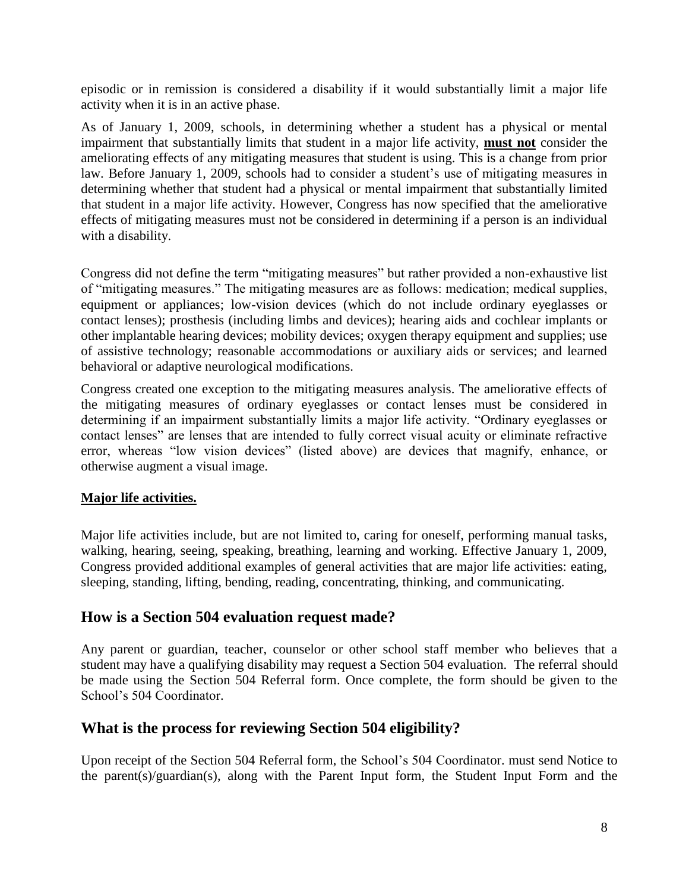episodic or in remission is considered a disability if it would substantially limit a major life activity when it is in an active phase.

As of January 1, 2009, schools, in determining whether a student has a physical or mental impairment that substantially limits that student in a major life activity, **must not** consider the ameliorating effects of any mitigating measures that student is using. This is a change from prior law. Before January 1, 2009, schools had to consider a student's use of mitigating measures in determining whether that student had a physical or mental impairment that substantially limited that student in a major life activity. However, Congress has now specified that the ameliorative effects of mitigating measures must not be considered in determining if a person is an individual with a disability.

Congress did not define the term "mitigating measures" but rather provided a non-exhaustive list of "mitigating measures." The mitigating measures are as follows: medication; medical supplies, equipment or appliances; low-vision devices (which do not include ordinary eyeglasses or contact lenses); prosthesis (including limbs and devices); hearing aids and cochlear implants or other implantable hearing devices; mobility devices; oxygen therapy equipment and supplies; use of assistive technology; reasonable accommodations or auxiliary aids or services; and learned behavioral or adaptive neurological modifications.

Congress created one exception to the mitigating measures analysis. The ameliorative effects of the mitigating measures of ordinary eyeglasses or contact lenses must be considered in determining if an impairment substantially limits a major life activity. "Ordinary eyeglasses or contact lenses" are lenses that are intended to fully correct visual acuity or eliminate refractive error, whereas "low vision devices" (listed above) are devices that magnify, enhance, or otherwise augment a visual image.

**Major life activities.**

Major life activities include, but are not limited to, caring for oneself, performing manual tasks, walking, hearing, seeing, speaking, breathing, learning and working. Effective January 1, 2009, Congress provided additional examples of general activities that are major life activities: eating, sleeping, standing, lifting, bending, reading, concentrating, thinking, and communicating.

## How is a Section 504 evaluation request made?

Any parent or guardian, teacher, counselor or other school staff member who believes that a student may have a qualifying disability may request a Section 504 evaluation. The referral should be made using the Section 504 Referral form. Once complete, the form should be given to the School's 504 Coordinator.

## What is the process for reviewing Section 504 eligibility?

Upon receipt of the Section 504 Referral form, the School's 504 Coordinator. must send Notice to the parent(s)/guardian(s), along with the Parent Input form, the Student Input Form and the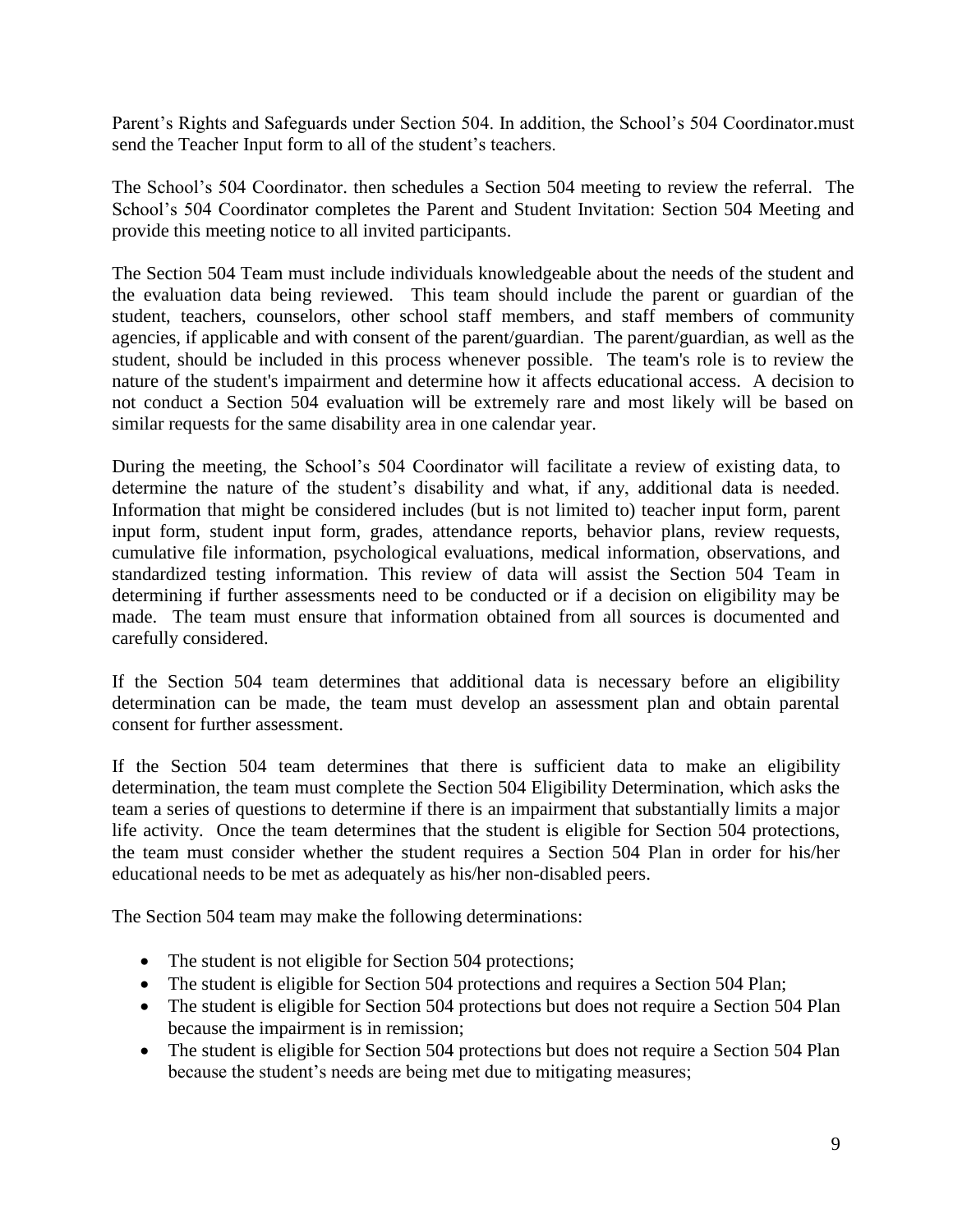Parent's Rights and Safeguards under Section 504. In addition, the School's 504 Coordinator.must send the Teacher Input form to all of the student's teachers.

The School's 504 Coordinator. then schedules a Section 504 meeting to review the referral. The School's 504 Coordinator completes the Parent and Student Invitation: Section 504 Meeting and provide this meeting notice to all invited participants.

The Section 504 Team must include individuals knowledgeable about the needs of the student and the evaluation data being reviewed. This team should include the parent or guardian of the student, teachers, counselors, other school staff members, and staff members of community agencies, if applicable and with consent of the parent/guardian. The parent/guardian, as well as the student, should be included in this process whenever possible. The team's role is to review the nature of the student's impairment and determine how it affects educational access. A decision to not conduct a Section 504 evaluation will be extremely rare and most likely will be based on similar requests for the same disability area in one calendar year.

During the meeting, the School's 504 Coordinator will facilitate a review of existing data, to determine the nature of the student's disability and what, if any, additional data is needed. Information that might be considered includes (but is not limited to) teacher input form, parent input form, student input form, grades, attendance reports, behavior plans, review requests, cumulative file information, psychological evaluations, medical information, observations, and standardized testing information. This review of data will assist the Section 504 Team in determining if further assessments need to be conducted or if a decision on eligibility may be made. The team must ensure that information obtained from all sources is documented and carefully considered.

If the Section 504 team determines that additional data is necessary before an eligibility determination can be made, the team must develop an assessment plan and obtain parental consent for further assessment.

If the Section 504 team determines that there is sufficient data to make an eligibility determination, the team must complete the Section 504 Eligibility Determination, which asks the team a series of questions to determine if there is an impairment that substantially limits a major life activity. Once the team determines that the student is eligible for Section 504 protections, the team must consider whether the student requires a Section 504 Plan in order for his/her educational needs to be met as adequately as his/her non-disabled peers.

The Section 504 team may make the following determinations:

- The student is not eligible for Section 504 protections;
- The student is eligible for Section 504 protections and requires a Section 504 Plan;
- The student is eligible for Section 504 protections but does not require a Section 504 Plan because the impairment is in remission;
- The student is eligible for Section 504 protections but does not require a Section 504 Plan because the student's needs are being met due to mitigating measures;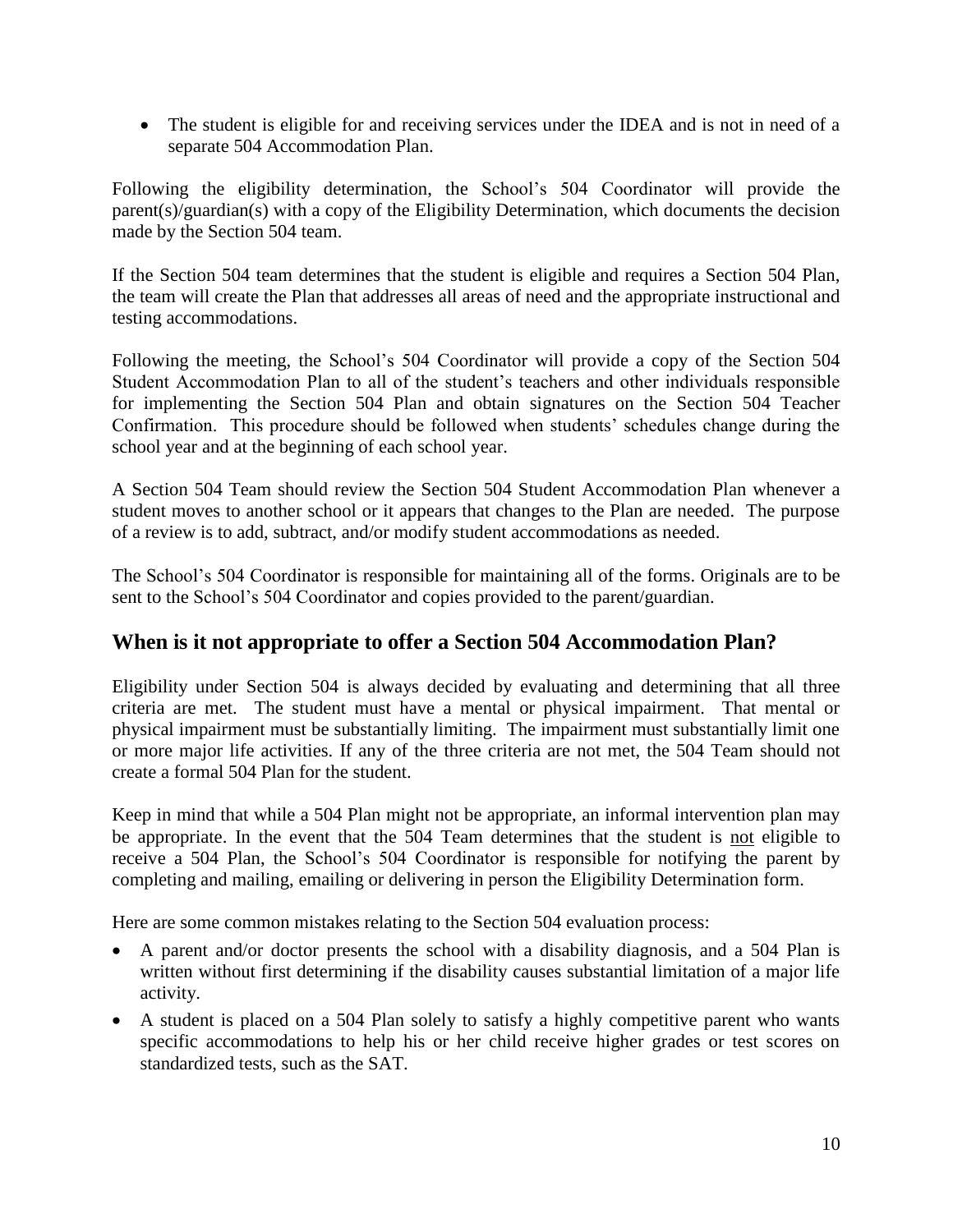- The student is eligible for and receiving services under the IDEA and is not in need of a separate 504 Accommodation Plan.

Following the eligibility determination, the School's 504 Coordinator will provide the parent(s)/guardian(s) with a copy of the Eligibility Determination, which documents the decision made by the Section 504 team.

If the Section 504 team determines that the student is eligible and requires a Section 504 Plan, the team will create the Plan that addresses all areas of need and the appropriate instructional and testing accommodations.

Following the meeting, the School's 504 Coordinator will provide a copy of the Section 504 Student Accommodation Plan to all of the student's teachers and other individuals responsible for implementing the Section 504 Plan and obtain signatures on the Section 504 Teacher Confirmation. This procedure should be followed when students' schedules change during the school year and at the beginning of each school year.

A Section 504 Team should review the Section 504 Student Accommodation Plan whenever a student moves to another school or it appears that changes to the Plan are needed. The purpose of a review is to add, subtract, and/or modify student accommodations as needed.

The School's 504 Coordinator is responsible for maintaining all of the forms. Originals are to be sent to the School's 504 Coordinator and copies provided to the parent/guardian.

## When is it not appropriate to offer a Section 504 Accommodation Plan?

Eligibility under Section 504 is always decided by evaluating and determining that all three criteria are met. The student must have a mental or physical impairment. That mental or physical impairment must be substantially limiting. The impairment must substantially limit one or more major life activities. If any of the three criteria are not met, the 504 Team should not create a formal 504 Plan for the student.

Keep in mind that while a 504 Plan might not be appropriate, an informal intervention plan may be appropriate. In the event that the 504 Team determines that the student is <u>not</u> eligible to receive a 504 Plan, the School's 504 Coordinator is responsible for notifying the parent by completing and mailing, emailing or delivering in person the Eligibility Determination form.

Here are some common mistakes relating to the Section 504 evaluation process:

- A parent and/or doctor presents the school with a disability diagnosis, and a 504 Plan is written without first determining if the disability causes substantial limitation of a major life activity.
- A student is placed on a 504 Plan solely to satisfy a highly competitive parent who wants specific accommodations to help his or her child receive higher grades or test scores on standardized tests, such as the SAT.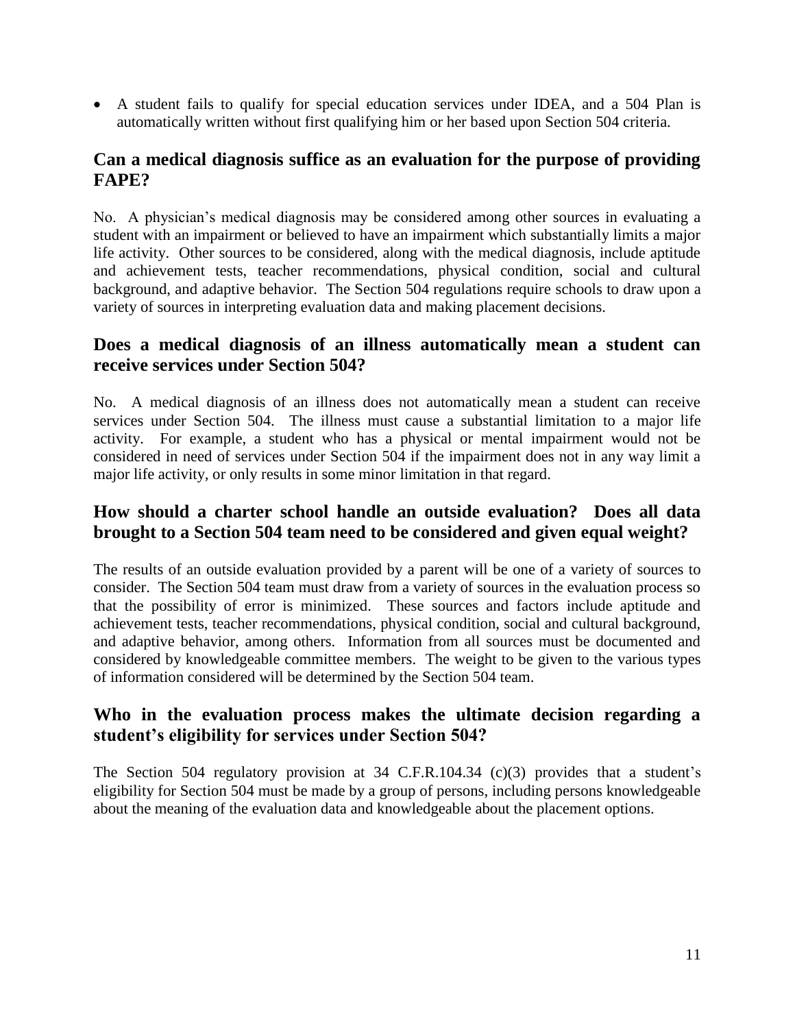- A student fails to qualify for special education services under IDEA, and a 504 Plan is automatically written without first qualifying him or her based upon Section 504 criteria.

## Can a medical diagnosis suffice as an evaluation for the purpose of providing FAPE?

No. A physician's medical diagnosis may be considered among other sources in evaluating a student with an impairment or believed to have an impairment which substantially limits a major life activity. Other sources to be considered, along with the medical diagnosis, include aptitude and achievement tests, teacher recommendations, physical condition, social and cultural background, and adaptive behavior. The Section 504 regulations require schools to draw upon a variety of sources in interpreting evaluation data and making placement decisions.

## Does a medical diagnosis of an illness automatically mean a student can receive services under Section 504?

No. A medical diagnosis of an illness does not automatically mean a student can receive services under Section 504. The illness must cause a substantial limitation to a major life activity. For example, a student who has a physical or mental impairment would not be considered in need of services under Section 504 if the impairment does not in any way limit a major life activity, or only results in some minor limitation in that regard.

## How should a charter school handle an outside evaluation? Does all data brought to a Section 504 team need to be considered and given equal weight?

The results of an outside evaluation provided by a parent will be one of a variety of sources to consider. The Section 504 team must draw from a variety of sources in the evaluation process so that the possibility of error is minimized. These sources and factors include aptitude and achievement tests, teacher recommendations, physical condition, social and cultural background, and adaptive behavior, among others. Information from all sources must be documented and considered by knowledgeable committee members. The weight to be given to the various types of information considered will be determined by the Section 504 team.

## Who in the evaluation process makes the ultimate decision regarding a student's eligibility for services under Section 504?

The Section 504 regulatory provision at 34 C.F.R.104.34 (c)(3) provides that a student's eligibility for Section 504 must be made by a group of persons, including persons knowledgeable about the meaning of the evaluation data and knowledgeable about the placement options.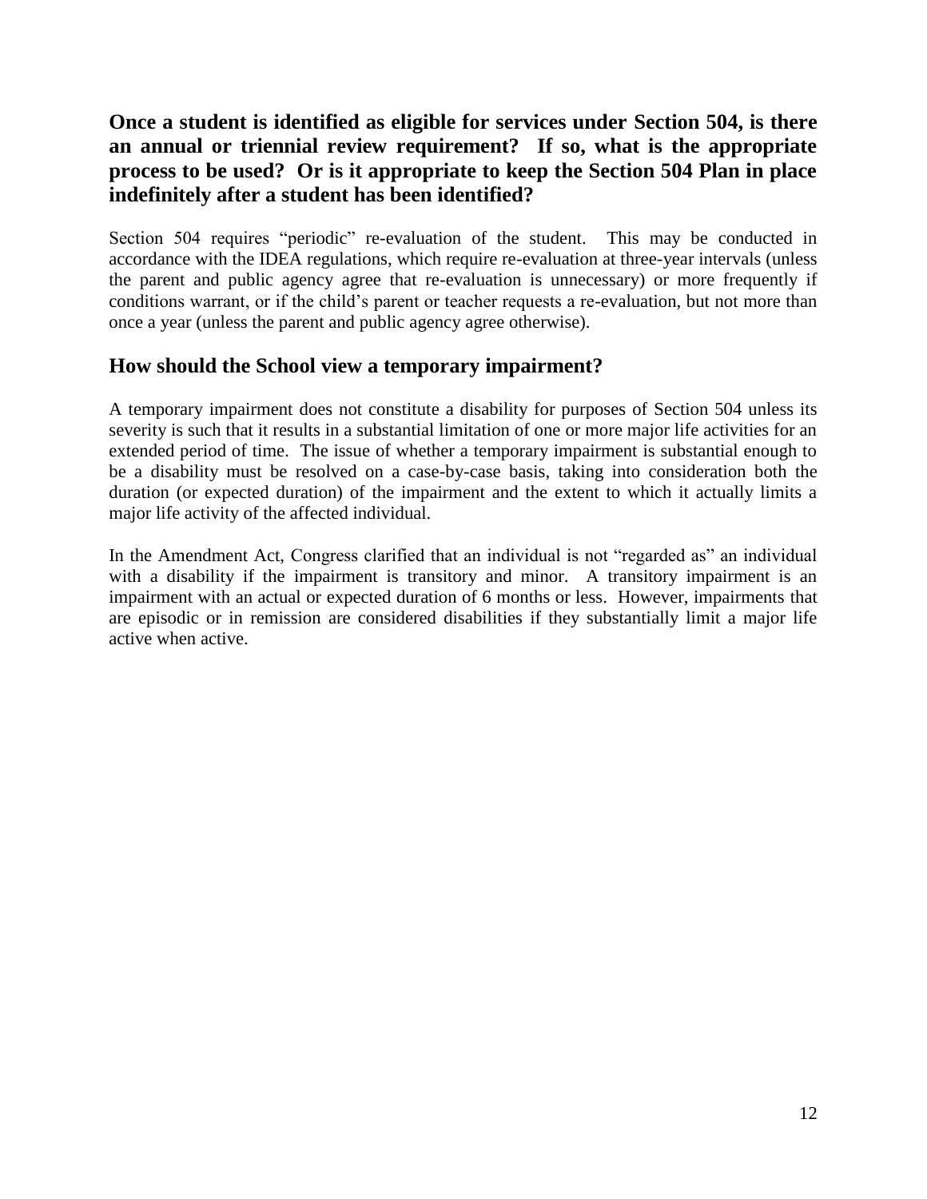### Once a student is identified as eligible for services under Section 504, is there an annual or triennial review requirement? If so, what is the appropriate process to be used? Or is it appropriate to keep the Section 504 Plan in place indefinitely after a student has been identified?

Section 504 requires "periodic" re-evaluation of the student. This may be conducted in accordance with the IDEA regulations, which require re-evaluation at three-year intervals (unless the parent and public agency agree that re-evaluation is unnecessary) or more frequently if conditions warrant, or if the child's parent or teacher requests a re-evaluation, but not more than once a year (unless the parent and public agency agree otherwise).

### How should the School view a temporary impairment?

A temporary impairment does not constitute a disability for purposes of Section 504 unless its severity is such that it results in a substantial limitation of one or more major life activities for an extended period of time. The issue of whether a temporary impairment is substantial enough to be a disability must be resolved on a case-by-case basis, taking into consideration both the duration (or expected duration) of the impairment and the extent to which it actually limits a major life activity of the affected individual.

In the Amendment Act, Congress clarified that an individual is not "regarded as" an individual with a disability if the impairment is transitory and minor. A transitory impairment is an impairment with an actual or expected duration of 6 months or less. However, impairments that are episodic or in remission are considered disabilities if they substantially limit a major life active when active.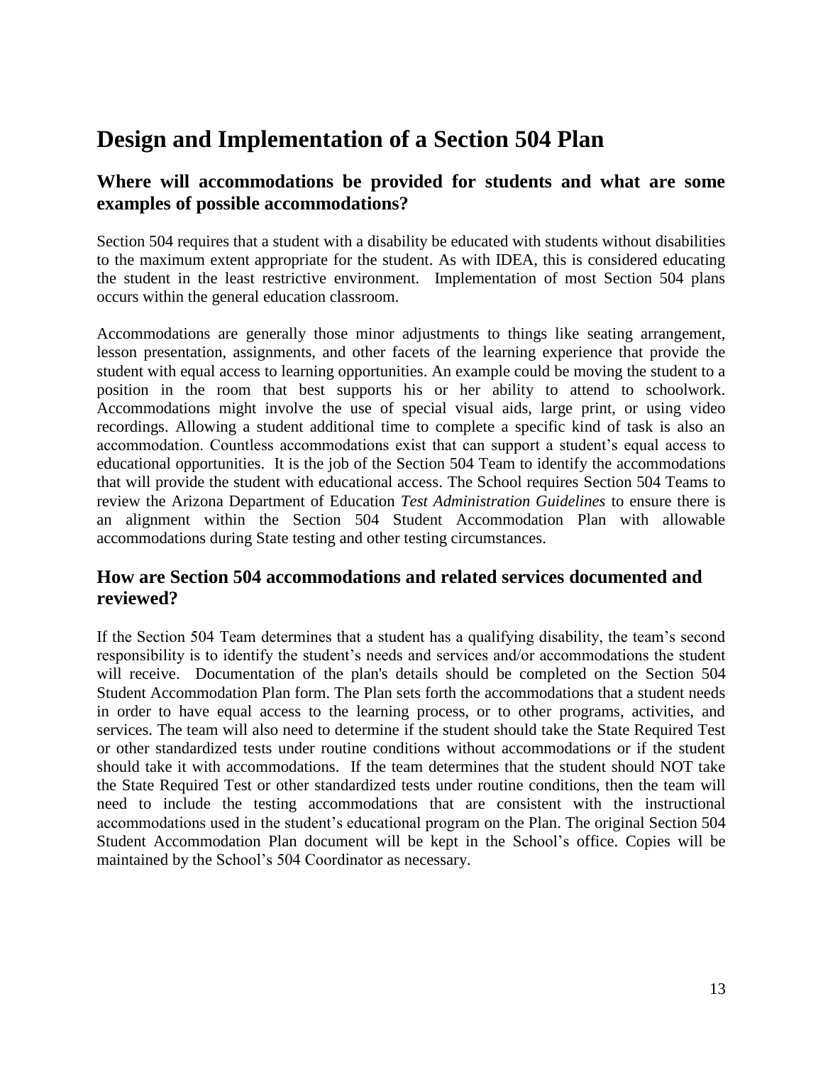# Design and Implementation of a Section 504 Plan

## Where will accommodations be provided for students and what are some examples of possible accommodations?

Section 504 requires that a student with a disability be educated with students without disabilities to the maximum extent appropriate for the student. As with IDEA, this is considered educating the student in the least restrictive environment. Implementation of most Section 504 plans occurs within the general education classroom.

Accommodations are generally those minor adjustments to things like seating arrangement, lesson presentation, assignments, and other facets of the learning experience that provide the student with equal access to learning opportunities. An example could be moving the student to a position in the room that best supports his or her ability to attend to schoolwork. Accommodations might involve the use of special visual aids, large print, or using video recordings. Allowing a student additional time to complete a specific kind of task is also an accommodation. Countless accommodations exist that can support a student's equal access to educational opportunities. It is the job of the Section 504 Team to identify the accommodations that will provide the student with educational access. The School requires Section 504 Teams to review the Arizona Department of Education *Test Administration Guidelines* to ensure there is an alignment within the Section 504 Student Accommodation Plan with allowable accommodations during State testing and other testing circumstances.

## How are Section 504 accommodations and related services documented and reviewed?

If the Section 504 Team determines that a student has a qualifying disability, the team's second responsibility is to identify the student's needs and services and/or accommodations the student will receive. Documentation of the plan's details should be completed on the Section 504 Student Accommodation Plan form. The Plan sets forth the accommodations that a student needs in order to have equal access to the learning process, or to other programs, activities, and services. The team will also need to determine if the student should take the State Required Test or other standardized tests under routine conditions without accommodations or if the student should take it with accommodations. If the team determines that the student should NOT take the State Required Test or other standardized tests under routine conditions, then the team will need to include the testing accommodations that are consistent with the instructional accommodations used in the student's educational program on the Plan. The original Section 504 Student Accommodation Plan document will be kept in the School's office. Copies will be maintained by the School's 504 Coordinator as necessary.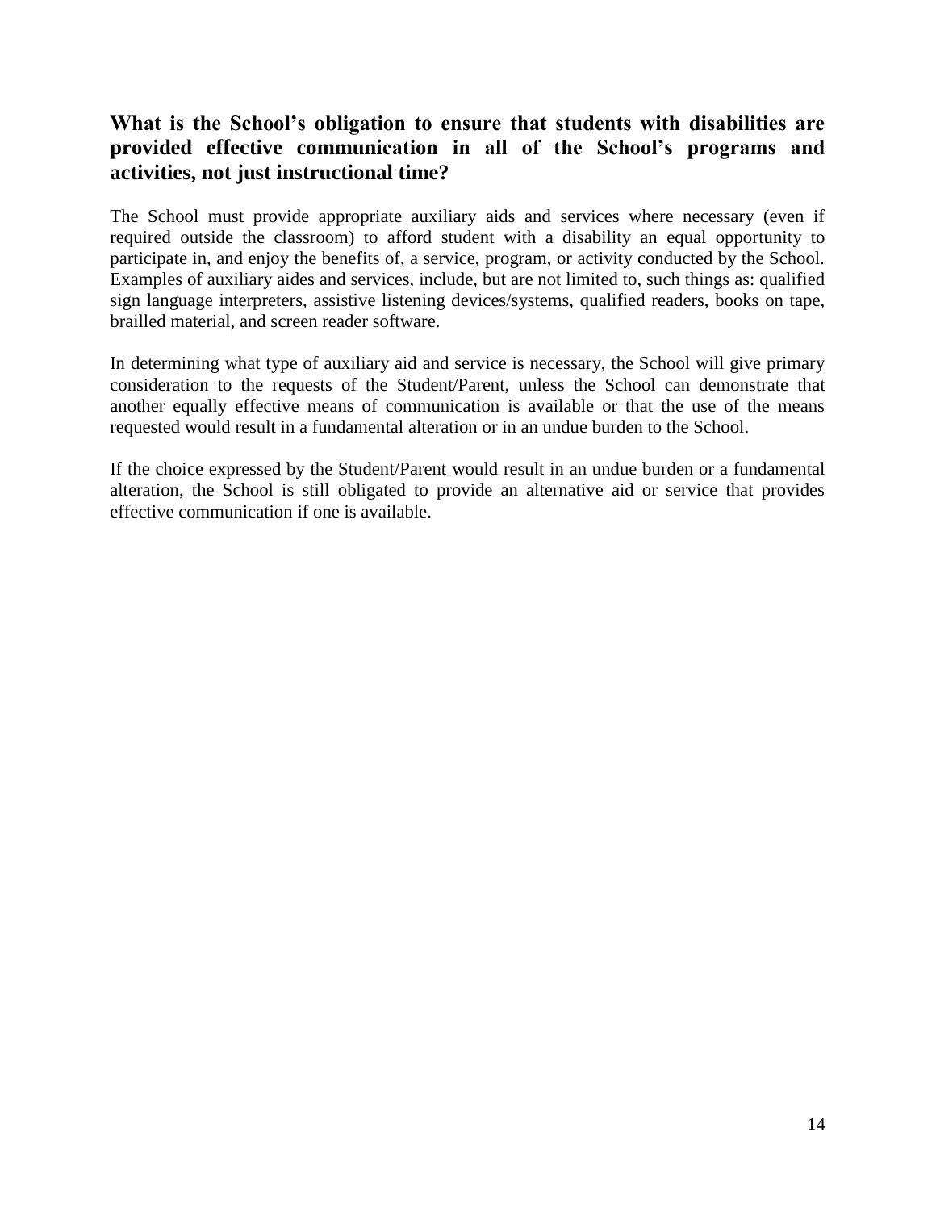## What is the School's obligation to ensure that students with disabilities are provided effective communication in all of the School's programs and activities, not just instructional time?

The School must provide appropriate auxiliary aids and services where necessary (even if required outside the classroom) to afford student with a disability an equal opportunity to participate in, and enjoy the benefits of, a service, program, or activity conducted by the School. Examples of auxiliary aides and services, include, but are not limited to, such things as: qualified sign language interpreters, assistive listening devices/systems, qualified readers, books on tape, brailled material, and screen reader software.

In determining what type of auxiliary aid and service is necessary, the School will give primary consideration to the requests of the Student/Parent, unless the School can demonstrate that another equally effective means of communication is available or that the use of the means requested would result in a fundamental alteration or in an undue burden to the School.

If the choice expressed by the Student/Parent would result in an undue burden or a fundamental alteration, the School is still obligated to provide an alternative aid or service that provides effective communication if one is available.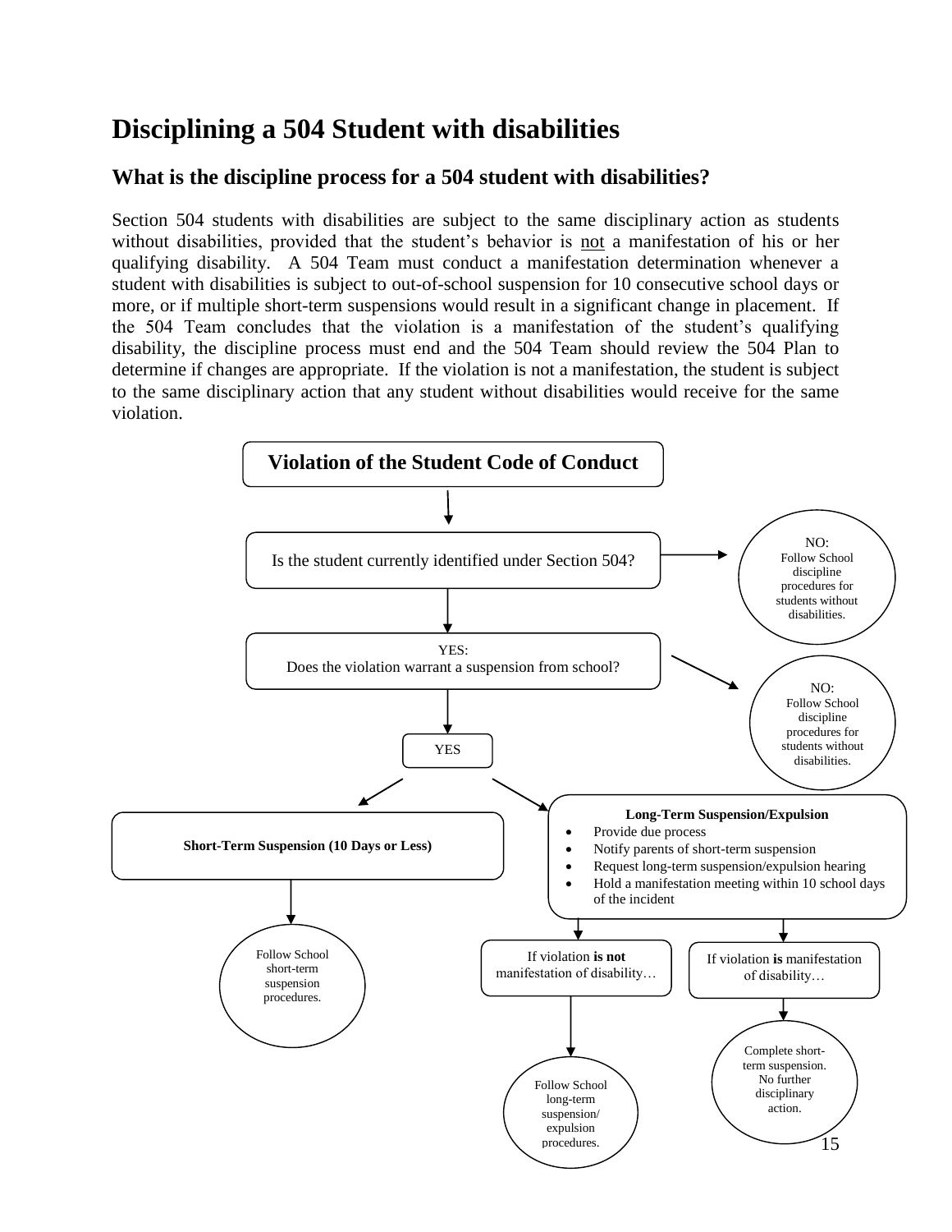# Disciplining a 504 Student with disabilities

## What is the discipline process for a 504 student with disabilities?

Section 504 students with disabilities are subject to the same disciplinary action as students without disabilities, provided that the student's behavior is not a manifestation of his or her qualifying disability. A 504 Team must conduct a manifestation determination whenever a student with disabilities is subject to out-of-school suspension for 10 consecutive school days or more, or if multiple short-term suspensions would result in a significant change in placement. If the 504 Team concludes that the violation is a manifestation of the student's qualifying disability, the discipline process must end and the 504 Team should review the 504 Plan to determine if changes are appropriate. If the violation is not a manifestation, the student is subject to the same disciplinary action that any student without disabilities would receive for the same violation.

**Violation of the Student Code of Conduct**

Is the student currently identified under Section 504?

- NO: Follow School discipline procedures for students without disabilities.

YES: Does the violation warrant a suspension from school?

- NO: Follow School discipline procedures for students without disabilities.

YES

**Short-Term Suspension (10 Days or Less)**

- Follow School short-term suspension procedures.

**Long-Term Suspension/Expulsion**

- Provide due process
- Notify parents of short-term suspension
- Request long-term suspension/expulsion hearing
- Hold a manifestation meeting within 10 school days of the incident

If violation **is not** manifestation of disability…

- Follow School long-term suspension/ expulsion procedures.

If violation **is** manifestation of disability…

- Complete short-term suspension. No further disciplinary action.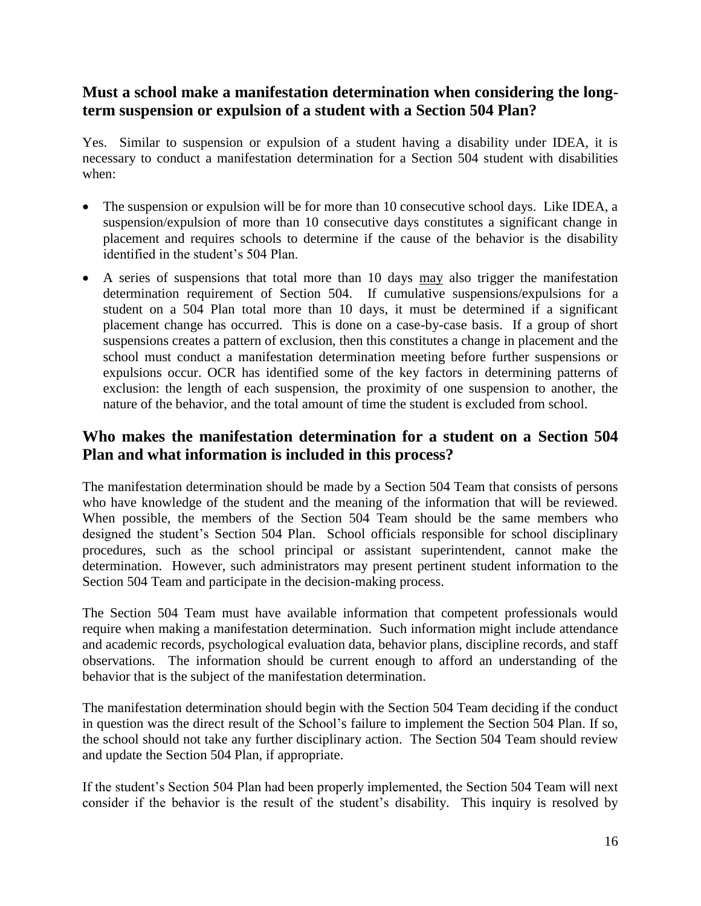## Must a school make a manifestation determination when considering the long-term suspension or expulsion of a student with a Section 504 Plan?

Yes. Similar to suspension or expulsion of a student having a disability under IDEA, it is necessary to conduct a manifestation determination for a Section 504 student with disabilities when:

- The suspension or expulsion will be for more than 10 consecutive school days. Like IDEA, a suspension/expulsion of more than 10 consecutive days constitutes a significant change in placement and requires schools to determine if the cause of the behavior is the disability identified in the student's 504 Plan.
- A series of suspensions that total more than 10 days <u>may</u> also trigger the manifestation determination requirement of Section 504. If cumulative suspensions/expulsions for a student on a 504 Plan total more than 10 days, it must be determined if a significant placement change has occurred. This is done on a case-by-case basis. If a group of short suspensions creates a pattern of exclusion, then this constitutes a change in placement and the school must conduct a manifestation determination meeting before further suspensions or expulsions occur. OCR has identified some of the key factors in determining patterns of exclusion: the length of each suspension, the proximity of one suspension to another, the nature of the behavior, and the total amount of time the student is excluded from school.

## Who makes the manifestation determination for a student on a Section 504 Plan and what information is included in this process?

The manifestation determination should be made by a Section 504 Team that consists of persons who have knowledge of the student and the meaning of the information that will be reviewed. When possible, the members of the Section 504 Team should be the same members who designed the student's Section 504 Plan. School officials responsible for school disciplinary procedures, such as the school principal or assistant superintendent, cannot make the determination. However, such administrators may present pertinent student information to the Section 504 Team and participate in the decision-making process.

The Section 504 Team must have available information that competent professionals would require when making a manifestation determination. Such information might include attendance and academic records, psychological evaluation data, behavior plans, discipline records, and staff observations. The information should be current enough to afford an understanding of the behavior that is the subject of the manifestation determination.

The manifestation determination should begin with the Section 504 Team deciding if the conduct in question was the direct result of the School's failure to implement the Section 504 Plan. If so, the school should not take any further disciplinary action. The Section 504 Team should review and update the Section 504 Plan, if appropriate.

If the student's Section 504 Plan had been properly implemented, the Section 504 Team will next consider if the behavior is the result of the student's disability. This inquiry is resolved by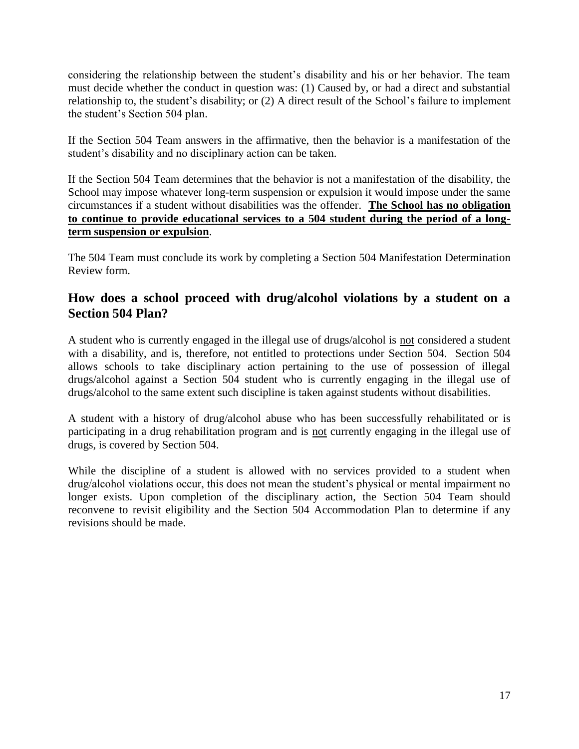considering the relationship between the student's disability and his or her behavior. The team must decide whether the conduct in question was: (1) Caused by, or had a direct and substantial relationship to, the student's disability; or (2) A direct result of the School's failure to implement the student's Section 504 plan.

If the Section 504 Team answers in the affirmative, then the behavior is a manifestation of the student's disability and no disciplinary action can be taken.

If the Section 504 Team determines that the behavior is not a manifestation of the disability, the School may impose whatever long-term suspension or expulsion it would impose under the same circumstances if a student without disabilities was the offender. <u>**The School has no obligation to continue to provide educational services to a 504 student during the period of a long-term suspension or expulsion**</u>.

The 504 Team must conclude its work by completing a Section 504 Manifestation Determination Review form.

## How does a school proceed with drug/alcohol violations by a student on a Section 504 Plan?

A student who is currently engaged in the illegal use of drugs/alcohol is <u>not</u> considered a student with a disability, and is, therefore, not entitled to protections under Section 504. Section 504 allows schools to take disciplinary action pertaining to the use of possession of illegal drugs/alcohol against a Section 504 student who is currently engaging in the illegal use of drugs/alcohol to the same extent such discipline is taken against students without disabilities.

A student with a history of drug/alcohol abuse who has been successfully rehabilitated or is participating in a drug rehabilitation program and is <u>not</u> currently engaging in the illegal use of drugs, is covered by Section 504.

While the discipline of a student is allowed with no services provided to a student when drug/alcohol violations occur, this does not mean the student's physical or mental impairment no longer exists. Upon completion of the disciplinary action, the Section 504 Team should reconvene to revisit eligibility and the Section 504 Accommodation Plan to determine if any revisions should be made.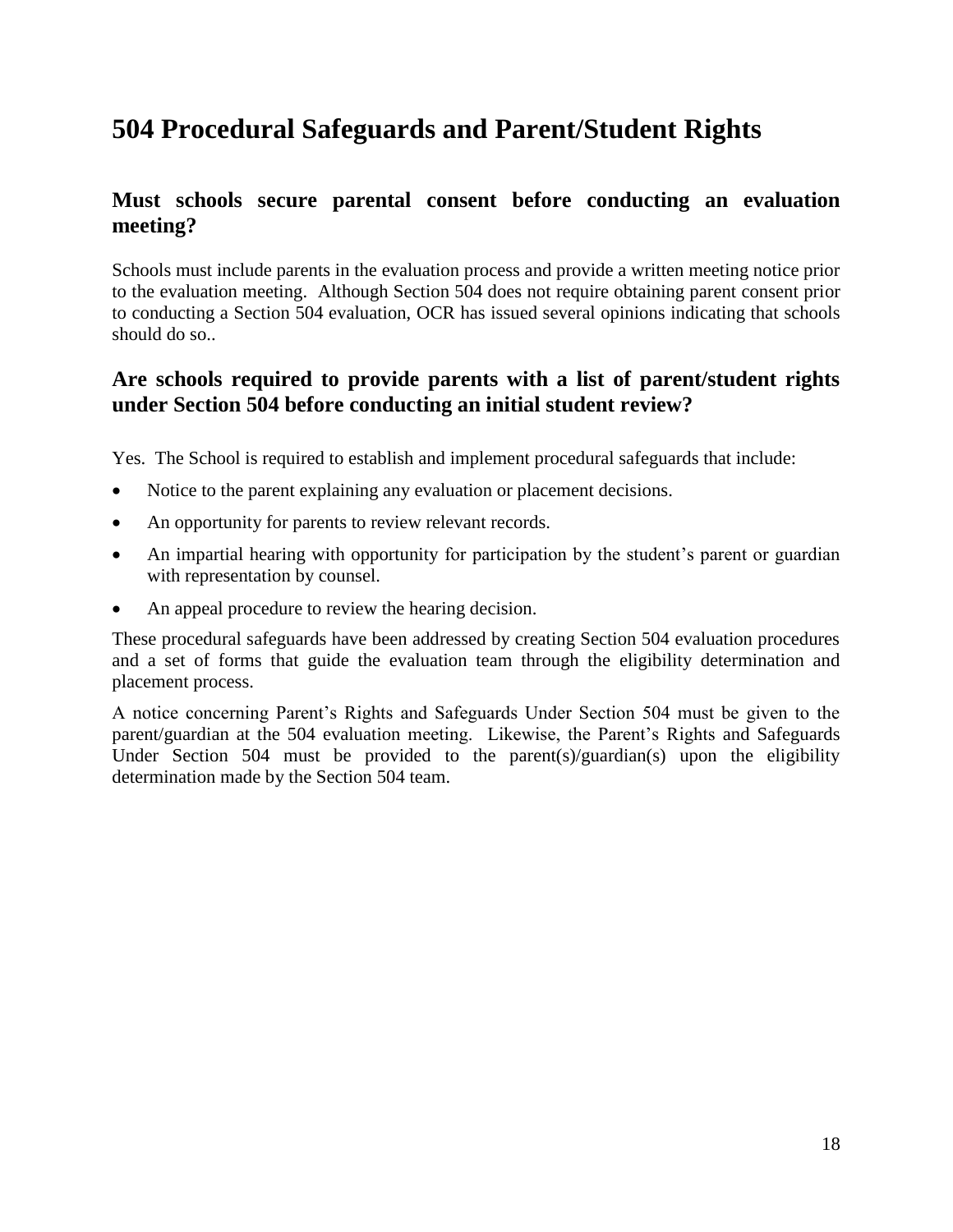# 504 Procedural Safeguards and Parent/Student Rights

## Must schools secure parental consent before conducting an evaluation meeting?

Schools must include parents in the evaluation process and provide a written meeting notice prior to the evaluation meeting. Although Section 504 does not require obtaining parent consent prior to conducting a Section 504 evaluation, OCR has issued several opinions indicating that schools should do so..

## Are schools required to provide parents with a list of parent/student rights under Section 504 before conducting an initial student review?

Yes. The School is required to establish and implement procedural safeguards that include:

- Notice to the parent explaining any evaluation or placement decisions.
- An opportunity for parents to review relevant records.
- An impartial hearing with opportunity for participation by the student's parent or guardian with representation by counsel.
- An appeal procedure to review the hearing decision.

These procedural safeguards have been addressed by creating Section 504 evaluation procedures and a set of forms that guide the evaluation team through the eligibility determination and placement process.

A notice concerning Parent's Rights and Safeguards Under Section 504 must be given to the parent/guardian at the 504 evaluation meeting. Likewise, the Parent's Rights and Safeguards Under Section 504 must be provided to the parent(s)/guardian(s) upon the eligibility determination made by the Section 504 team.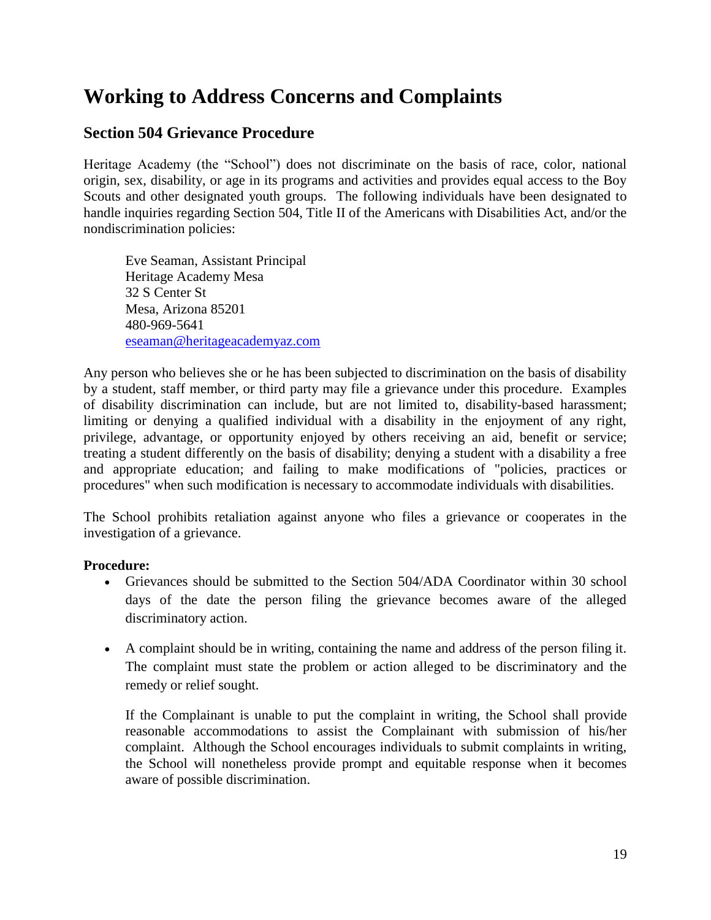# Working to Address Concerns and Complaints

## Section 504 Grievance Procedure

Heritage Academy (the "School") does not discriminate on the basis of race, color, national origin, sex, disability, or age in its programs and activities and provides equal access to the Boy Scouts and other designated youth groups. The following individuals have been designated to handle inquiries regarding Section 504, Title II of the Americans with Disabilities Act, and/or the nondiscrimination policies:

> Eve Seaman, Assistant Principal
> Heritage Academy Mesa
> 32 S Center St
> Mesa, Arizona 85201
> 480-969-5641
> eseaman@heritageacademyaz.com

Any person who believes she or he has been subjected to discrimination on the basis of disability by a student, staff member, or third party may file a grievance under this procedure. Examples of disability discrimination can include, but are not limited to, disability-based harassment; limiting or denying a qualified individual with a disability in the enjoyment of any right, privilege, advantage, or opportunity enjoyed by others receiving an aid, benefit or service; treating a student differently on the basis of disability; denying a student with a disability a free and appropriate education; and failing to make modifications of "policies, practices or procedures" when such modification is necessary to accommodate individuals with disabilities.

The School prohibits retaliation against anyone who files a grievance or cooperates in the investigation of a grievance.

**Procedure:**

- Grievances should be submitted to the Section 504/ADA Coordinator within 30 school days of the date the person filing the grievance becomes aware of the alleged discriminatory action.

- A complaint should be in writing, containing the name and address of the person filing it. The complaint must state the problem or action alleged to be discriminatory and the remedy or relief sought.

  If the Complainant is unable to put the complaint in writing, the School shall provide reasonable accommodations to assist the Complainant with submission of his/her complaint. Although the School encourages individuals to submit complaints in writing, the School will nonetheless provide prompt and equitable response when it becomes aware of possible discrimination.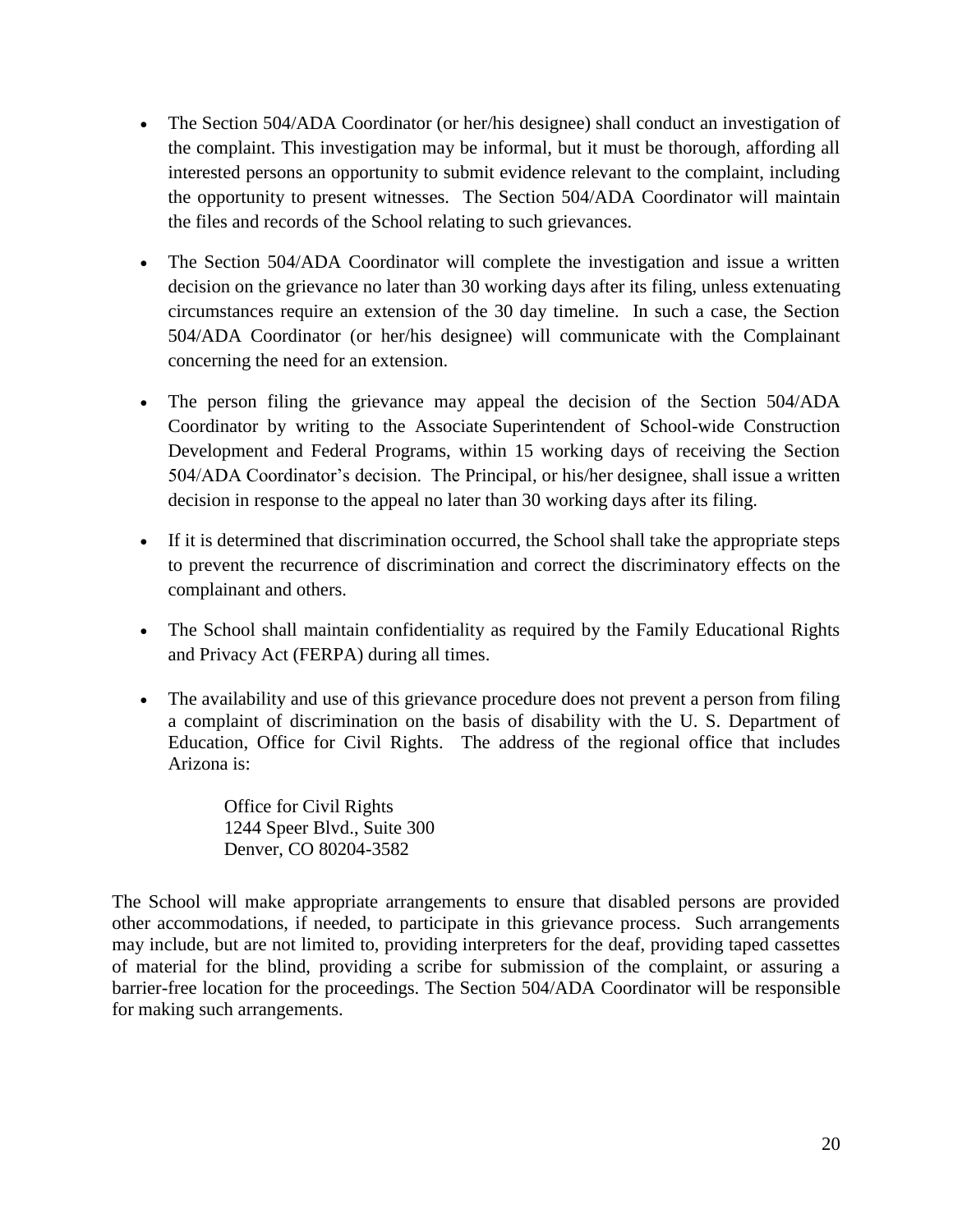- The Section 504/ADA Coordinator (or her/his designee) shall conduct an investigation of the complaint. This investigation may be informal, but it must be thorough, affording all interested persons an opportunity to submit evidence relevant to the complaint, including the opportunity to present witnesses. The Section 504/ADA Coordinator will maintain the files and records of the School relating to such grievances.

- The Section 504/ADA Coordinator will complete the investigation and issue a written decision on the grievance no later than 30 working days after its filing, unless extenuating circumstances require an extension of the 30 day timeline. In such a case, the Section 504/ADA Coordinator (or her/his designee) will communicate with the Complainant concerning the need for an extension.

- The person filing the grievance may appeal the decision of the Section 504/ADA Coordinator by writing to the Associate Superintendent of School-wide Construction Development and Federal Programs, within 15 working days of receiving the Section 504/ADA Coordinator's decision. The Principal, or his/her designee, shall issue a written decision in response to the appeal no later than 30 working days after its filing.

- If it is determined that discrimination occurred, the School shall take the appropriate steps to prevent the recurrence of discrimination and correct the discriminatory effects on the complainant and others.

- The School shall maintain confidentiality as required by the Family Educational Rights and Privacy Act (FERPA) during all times.

- The availability and use of this grievance procedure does not prevent a person from filing a complaint of discrimination on the basis of disability with the U. S. Department of Education, Office for Civil Rights. The address of the regional office that includes Arizona is:

  Office for Civil Rights
  1244 Speer Blvd., Suite 300
  Denver, CO 80204-3582

The School will make appropriate arrangements to ensure that disabled persons are provided other accommodations, if needed, to participate in this grievance process. Such arrangements may include, but are not limited to, providing interpreters for the deaf, providing taped cassettes of material for the blind, providing a scribe for submission of the complaint, or assuring a barrier-free location for the proceedings. The Section 504/ADA Coordinator will be responsible for making such arrangements.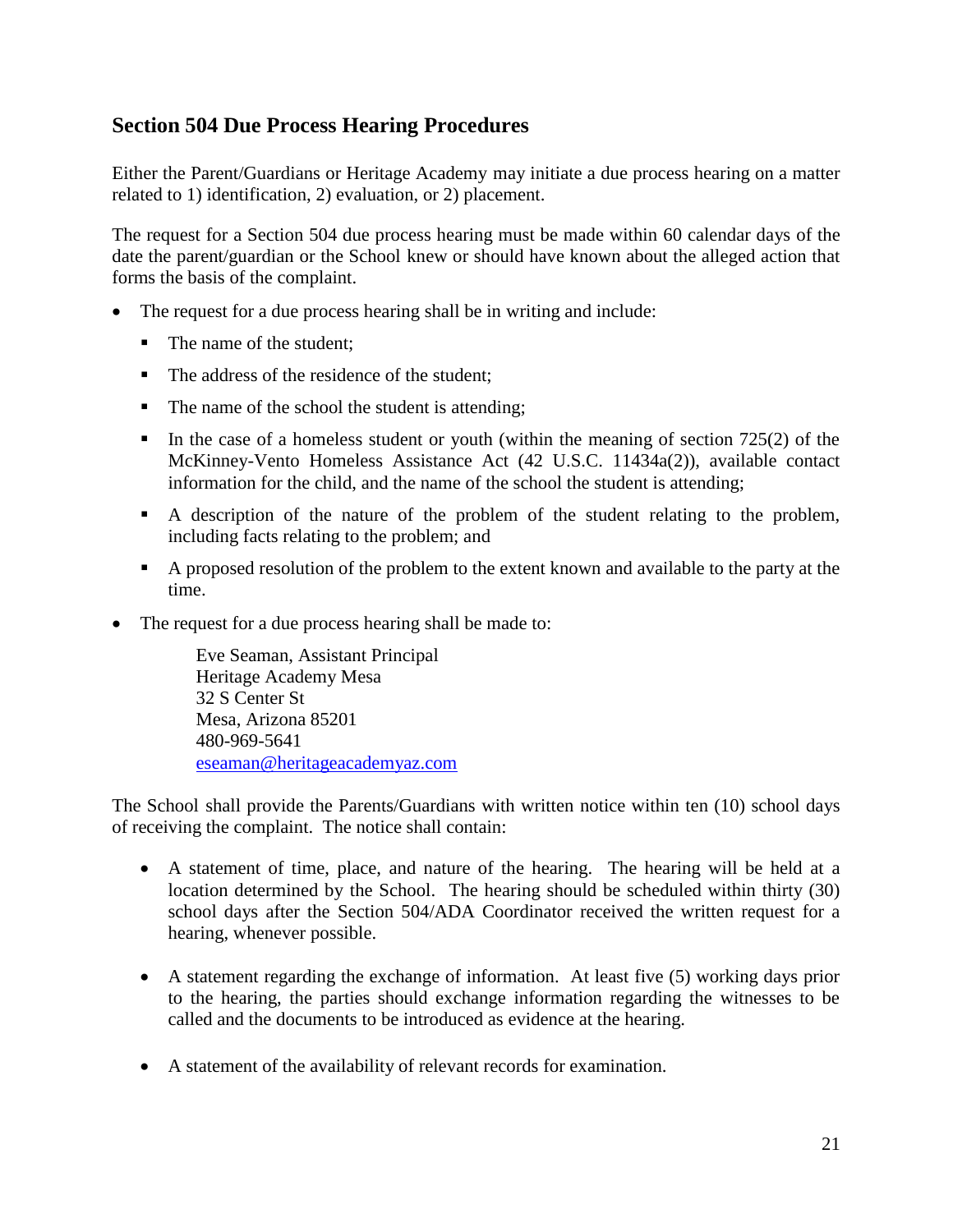## Section 504 Due Process Hearing Procedures

Either the Parent/Guardians or Heritage Academy may initiate a due process hearing on a matter related to 1) identification, 2) evaluation, or 2) placement.

The request for a Section 504 due process hearing must be made within 60 calendar days of the date the parent/guardian or the School knew or should have known about the alleged action that forms the basis of the complaint.

- The request for a due process hearing shall be in writing and include:
  - The name of the student;
  - The address of the residence of the student;
  - The name of the school the student is attending;
  - In the case of a homeless student or youth (within the meaning of section 725(2) of the McKinney-Vento Homeless Assistance Act (42 U.S.C. 11434a(2)), available contact information for the child, and the name of the school the student is attending;
  - A description of the nature of the problem of the student relating to the problem, including facts relating to the problem; and
  - A proposed resolution of the problem to the extent known and available to the party at the time.
- The request for a due process hearing shall be made to:

  Eve Seaman, Assistant Principal
  Heritage Academy Mesa
  32 S Center St
  Mesa, Arizona 85201
  480-969-5641
  eseaman@heritageacademyaz.com

The School shall provide the Parents/Guardians with written notice within ten (10) school days of receiving the complaint. The notice shall contain:

- A statement of time, place, and nature of the hearing. The hearing will be held at a location determined by the School. The hearing should be scheduled within thirty (30) school days after the Section 504/ADA Coordinator received the written request for a hearing, whenever possible.
- A statement regarding the exchange of information. At least five (5) working days prior to the hearing, the parties should exchange information regarding the witnesses to be called and the documents to be introduced as evidence at the hearing.
- A statement of the availability of relevant records for examination.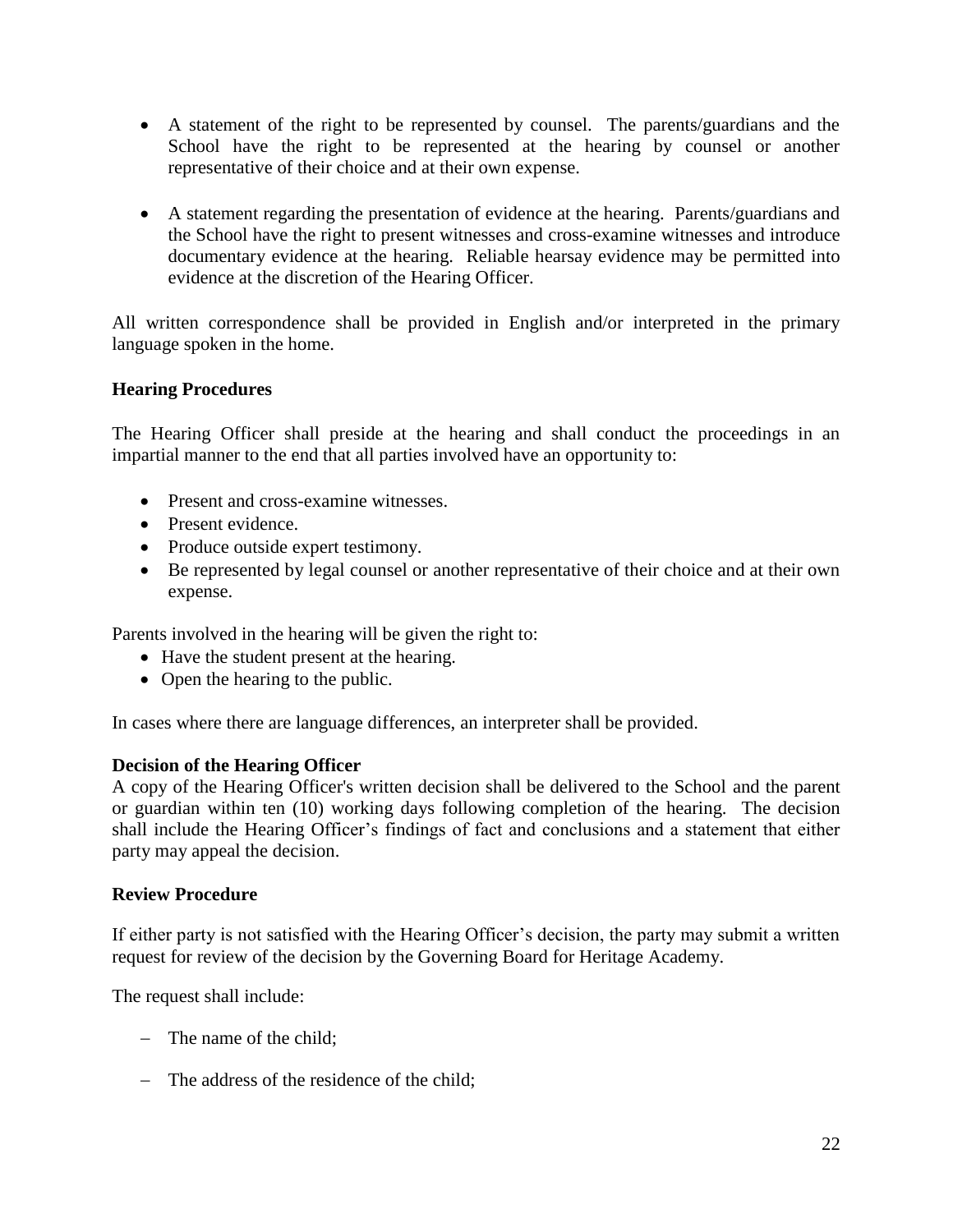- A statement of the right to be represented by counsel. The parents/guardians and the School have the right to be represented at the hearing by counsel or another representative of their choice and at their own expense.

- A statement regarding the presentation of evidence at the hearing. Parents/guardians and the School have the right to present witnesses and cross-examine witnesses and introduce documentary evidence at the hearing. Reliable hearsay evidence may be permitted into evidence at the discretion of the Hearing Officer.

All written correspondence shall be provided in English and/or interpreted in the primary language spoken in the home.

**Hearing Procedures**

The Hearing Officer shall preside at the hearing and shall conduct the proceedings in an impartial manner to the end that all parties involved have an opportunity to:

- Present and cross-examine witnesses.
- Present evidence.
- Produce outside expert testimony.
- Be represented by legal counsel or another representative of their choice and at their own expense.

Parents involved in the hearing will be given the right to:

- Have the student present at the hearing.
- Open the hearing to the public.

In cases where there are language differences, an interpreter shall be provided.

**Decision of the Hearing Officer**

A copy of the Hearing Officer's written decision shall be delivered to the School and the parent or guardian within ten (10) working days following completion of the hearing. The decision shall include the Hearing Officer's findings of fact and conclusions and a statement that either party may appeal the decision.

**Review Procedure**

If either party is not satisfied with the Hearing Officer's decision, the party may submit a written request for review of the decision by the Governing Board for Heritage Academy.

The request shall include:

- The name of the child;

- The address of the residence of the child;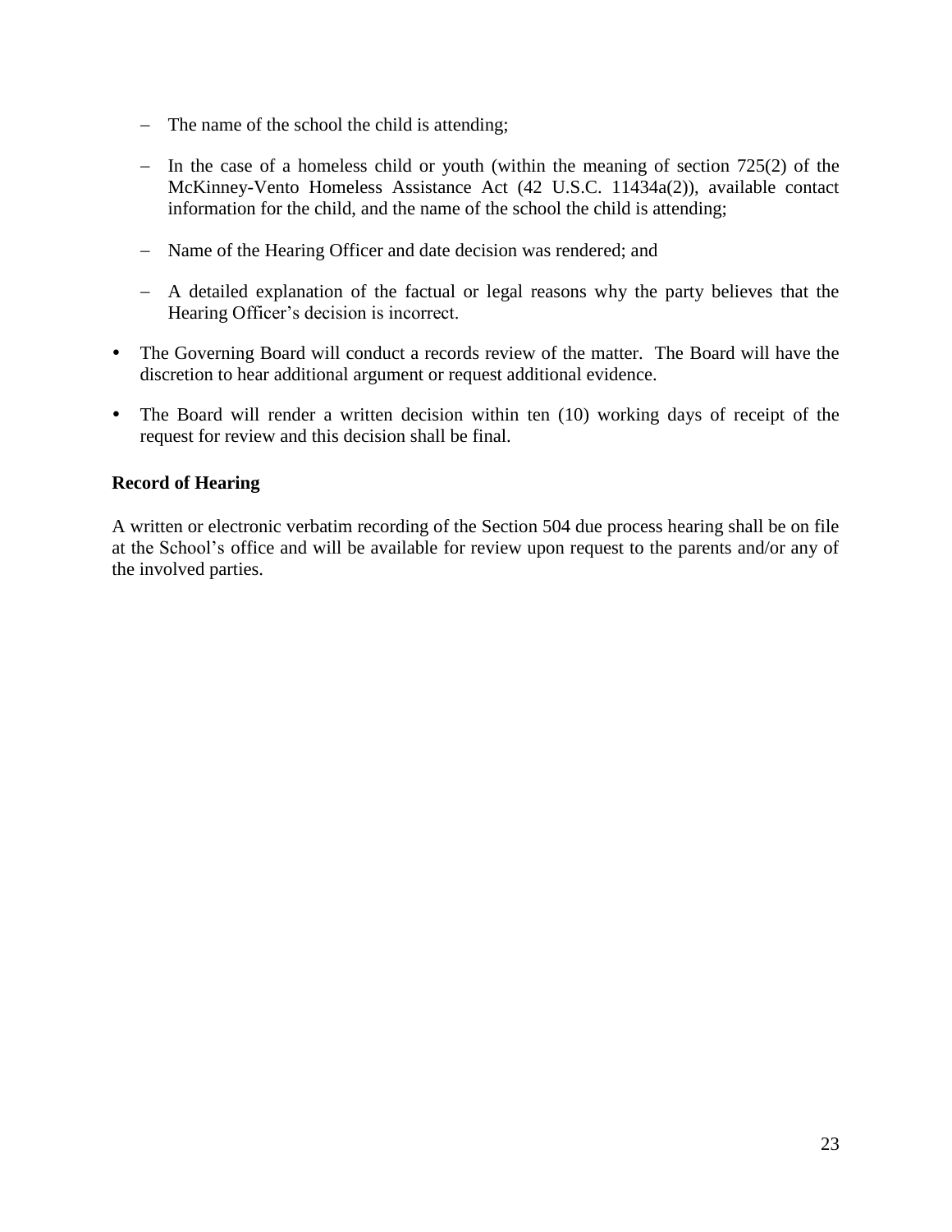- The name of the school the child is attending;
  - In the case of a homeless child or youth (within the meaning of section 725(2) of the McKinney-Vento Homeless Assistance Act (42 U.S.C. 11434a(2)), available contact information for the child, and the name of the school the child is attending;
  - Name of the Hearing Officer and date decision was rendered; and
  - A detailed explanation of the factual or legal reasons why the party believes that the Hearing Officer's decision is incorrect.

- The Governing Board will conduct a records review of the matter. The Board will have the discretion to hear additional argument or request additional evidence.
- The Board will render a written decision within ten (10) working days of receipt of the request for review and this decision shall be final.

**Record of Hearing**

A written or electronic verbatim recording of the Section 504 due process hearing shall be on file at the School's office and will be available for review upon request to the parents and/or any of the involved parties.